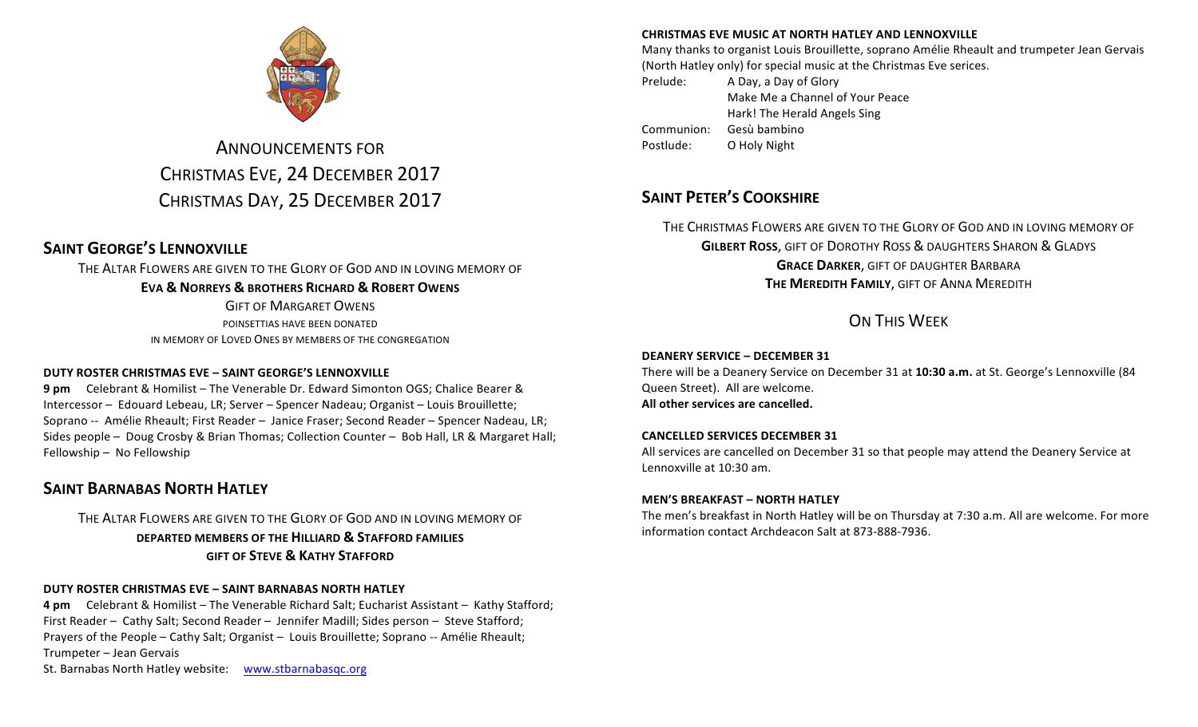# ANNOUNCEMENTS FOR
# CHRISTMAS EVE, 24 DECEMBER 2017
# CHRISTMAS DAY, 25 DECEMBER 2017

## SAINT GEORGE'S LENNOXVILLE

THE ALTAR FLOWERS ARE GIVEN TO THE GLORY OF GOD AND IN LOVING MEMORY OF

**EVA & NORREYS & BROTHERS RICHARD & ROBERT OWENS**

GIFT OF MARGARET OWENS

POINSETTIAS HAVE BEEN DONATED
IN MEMORY OF LOVED ONES BY MEMBERS OF THE CONGREGATION

**DUTY ROSTER CHRISTMAS EVE – SAINT GEORGE'S LENNOXVILLE**

**9 pm** Celebrant & Homilist – The Venerable Dr. Edward Simonton OGS; Chalice Bearer & Intercessor – Edouard Lebeau, LR; Server – Spencer Nadeau; Organist – Louis Brouillette; Soprano -- Amélie Rheault; First Reader – Janice Fraser; Second Reader – Spencer Nadeau, LR; Sides people – Doug Crosby & Brian Thomas; Collection Counter – Bob Hall, LR & Margaret Hall; Fellowship – No Fellowship

## SAINT BARNABAS NORTH HATLEY

THE ALTAR FLOWERS ARE GIVEN TO THE GLORY OF GOD AND IN LOVING MEMORY OF

**DEPARTED MEMBERS OF THE HILLIARD & STAFFORD FAMILIES**
**GIFT OF STEVE & KATHY STAFFORD**

**DUTY ROSTER CHRISTMAS EVE – SAINT BARNABAS NORTH HATLEY**

**4 pm** Celebrant & Homilist – The Venerable Richard Salt; Eucharist Assistant – Kathy Stafford; First Reader – Cathy Salt; Second Reader – Jennifer Madill; Sides person – Steve Stafford; Prayers of the People – Cathy Salt; Organist – Louis Brouillette; Soprano -- Amélie Rheault; Trumpeter – Jean Gervais

St. Barnabas North Hatley website: www.stbarnabasqc.org

**CHRISTMAS EVE MUSIC AT NORTH HATLEY AND LENNOXVILLE**

Many thanks to organist Louis Brouillette, soprano Amélie Rheault and trumpeter Jean Gervais (North Hatley only) for special music at the Christmas Eve serices.

Prelude: A Day, a Day of Glory
Make Me a Channel of Your Peace
Hark! The Herald Angels Sing
Communion: Gesù bambino
Postlude: O Holy Night

## SAINT PETER'S COOKSHIRE

THE CHRISTMAS FLOWERS ARE GIVEN TO THE GLORY OF GOD AND IN LOVING MEMORY OF
**GILBERT ROSS**, GIFT OF DOROTHY ROSS & DAUGHTERS SHARON & GLADYS
**GRACE DARKER**, GIFT OF DAUGHTER BARBARA
**THE MEREDITH FAMILY**, GIFT OF ANNA MEREDITH

## ON THIS WEEK

**DEANERY SERVICE – DECEMBER 31**

There will be a Deanery Service on December 31 at **10:30 a.m.** at St. George's Lennoxville (84 Queen Street). All are welcome.
**All other services are cancelled.**

**CANCELLED SERVICES DECEMBER 31**

All services are cancelled on December 31 so that people may attend the Deanery Service at Lennoxville at 10:30 am.

**MEN'S BREAKFAST – NORTH HATLEY**

The men's breakfast in North Hatley will be on Thursday at 7:30 a.m. All are welcome. For more information contact Archdeacon Salt at 873-888-7936.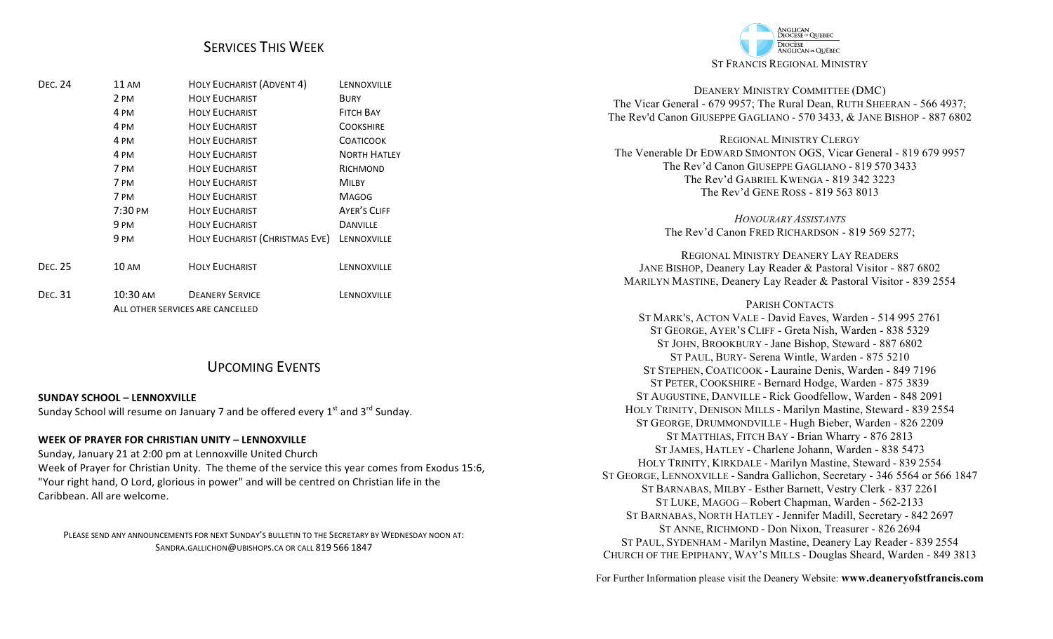## Services This Week

| | | | |
|---|---|---|---|
| Dec. 24 | 11 AM | Holy Eucharist (Advent 4) | Lennoxville |
| | 2 PM | Holy Eucharist | Bury |
| | 4 PM | Holy Eucharist | Fitch Bay |
| | 4 PM | Holy Eucharist | Cookshire |
| | 4 PM | Holy Eucharist | Coaticook |
| | 4 PM | Holy Eucharist | North Hatley |
| | 7 PM | Holy Eucharist | Richmond |
| | 7 PM | Holy Eucharist | Milby |
| | 7 PM | Holy Eucharist | Magog |
| | 7:30 PM | Holy Eucharist | Ayer's Cliff |
| | 9 PM | Holy Eucharist | Danville |
| | 9 PM | Holy Eucharist (Christmas Eve) | Lennoxville |
| Dec. 25 | 10 AM | Holy Eucharist | Lennoxville |
| Dec. 31 | 10:30 AM | Deanery Service | Lennoxville |
| | All other services are cancelled | | |

## Upcoming Events

**SUNDAY SCHOOL – LENNOXVILLE**

Sunday School will resume on January 7 and be offered every 1st and 3rd Sunday.

**WEEK OF PRAYER FOR CHRISTIAN UNITY – LENNOXVILLE**

Sunday, January 21 at 2:00 pm at Lennoxville United Church
Week of Prayer for Christian Unity. The theme of the service this year comes from Exodus 15:6, "Your right hand, O Lord, glorious in power" and will be centred on Christian life in the Caribbean. All are welcome.

PLEASE SEND ANY ANNOUNCEMENTS FOR NEXT SUNDAY'S BULLETIN TO THE SECRETARY BY WEDNESDAY NOON AT: SANDRA.GALLICHON@UBISHOPS.CA OR CALL 819 566 1847

Anglican Diocese of Quebec
Diocèse Anglican de Québec

ST FRANCIS REGIONAL MINISTRY

DEANERY MINISTRY COMMITTEE (DMC)
The Vicar General - 679 9957; The Rural Dean, RUTH SHEERAN - 566 4937;
The Rev'd Canon GIUSEPPE GAGLIANO - 570 3433, & JANE BISHOP - 887 6802

REGIONAL MINISTRY CLERGY
The Venerable Dr EDWARD SIMONTON OGS, Vicar General - 819 679 9957
The Rev'd Canon GIUSEPPE GAGLIANO - 819 570 3433
The Rev'd GABRIEL KWENGA - 819 342 3223
The Rev'd GENE ROSS - 819 563 8013

*HONOURARY ASSISTANTS*
The Rev'd Canon FRED RICHARDSON - 819 569 5277;

REGIONAL MINISTRY DEANERY LAY READERS
JANE BISHOP, Deanery Lay Reader & Pastoral Visitor - 887 6802
MARILYN MASTINE, Deanery Lay Reader & Pastoral Visitor - 839 2554

PARISH CONTACTS
ST MARK'S, ACTON VALE - David Eaves, Warden - 514 995 2761
ST GEORGE, AYER'S CLIFF - Greta Nish, Warden - 838 5329
ST JOHN, BROOKBURY - Jane Bishop, Steward - 887 6802
ST PAUL, BURY- Serena Wintle, Warden - 875 5210
ST STEPHEN, COATICOOK - Lauraine Denis, Warden - 849 7196
ST PETER, COOKSHIRE - Bernard Hodge, Warden - 875 3839
ST AUGUSTINE, DANVILLE - Rick Goodfellow, Warden - 848 2091
HOLY TRINITY, DENISON MILLS - Marilyn Mastine, Steward - 839 2554
ST GEORGE, DRUMMONDVILLE - Hugh Bieber, Warden - 826 2209
ST MATTHIAS, FITCH BAY - Brian Wharry - 876 2813
ST JAMES, HATLEY - Charlene Johann, Warden - 838 5473
HOLY TRINITY, KIRKDALE - Marilyn Mastine, Steward - 839 2554
ST GEORGE, LENNOXVILLE - Sandra Gallichon, Secretary - 346 5564 or 566 1847
ST BARNABAS, MILBY - Esther Barnett, Vestry Clerk - 837 2261
ST LUKE, MAGOG – Robert Chapman, Warden - 562-2133
ST BARNABAS, NORTH HATLEY - Jennifer Madill, Secretary - 842 2697
ST ANNE, RICHMOND - Don Nixon, Treasurer - 826 2694
ST PAUL, SYDENHAM - Marilyn Mastine, Deanery Lay Reader - 839 2554
CHURCH OF THE EPIPHANY, WAY'S MILLS - Douglas Sheard, Warden - 849 3813

For Further Information please visit the Deanery Website: **www.deaneryofstfrancis.com**